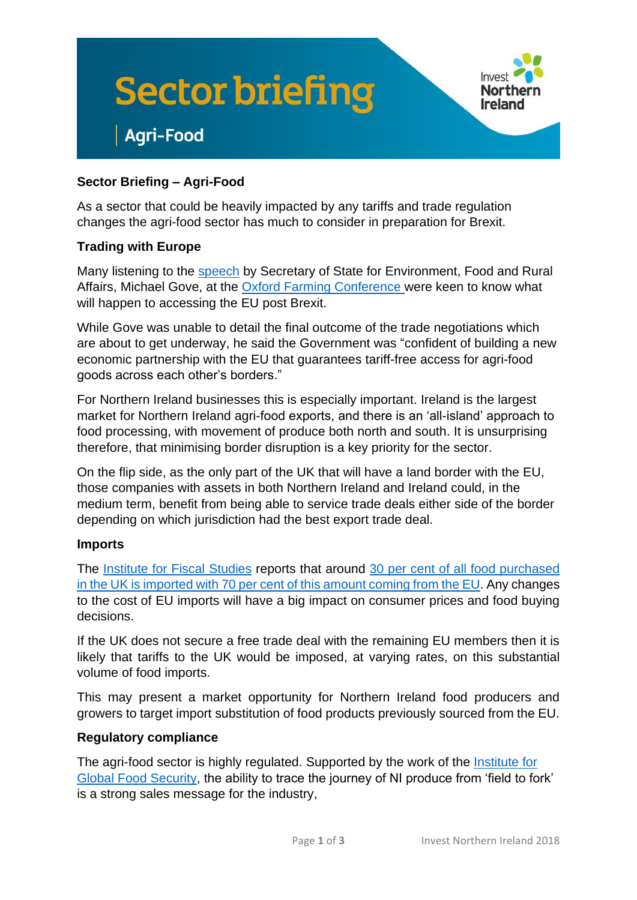# Sector briefing

## Agri-Food

**Sector Briefing – Agri-Food**

As a sector that could be heavily impacted by any tariffs and trade regulation changes the agri-food sector has much to consider in preparation for Brexit.

### Trading with Europe

Many listening to the speech by Secretary of State for Environment, Food and Rural Affairs, Michael Gove, at the Oxford Farming Conference were keen to know what will happen to accessing the EU post Brexit.

While Gove was unable to detail the final outcome of the trade negotiations which are about to get underway, he said the Government was "confident of building a new economic partnership with the EU that guarantees tariff-free access for agri-food goods across each other's borders."

For Northern Ireland businesses this is especially important. Ireland is the largest market for Northern Ireland agri-food exports, and there is an 'all-island' approach to food processing, with movement of produce both north and south. It is unsurprising therefore, that minimising border disruption is a key priority for the sector.

On the flip side, as the only part of the UK that will have a land border with the EU, those companies with assets in both Northern Ireland and Ireland could, in the medium term, benefit from being able to service trade deals either side of the border depending on which jurisdiction had the best export trade deal.

### Imports

The Institute for Fiscal Studies reports that around 30 per cent of all food purchased in the UK is imported with 70 per cent of this amount coming from the EU. Any changes to the cost of EU imports will have a big impact on consumer prices and food buying decisions.

If the UK does not secure a free trade deal with the remaining EU members then it is likely that tariffs to the UK would be imposed, at varying rates, on this substantial volume of food imports.

This may present a market opportunity for Northern Ireland food producers and growers to target import substitution of food products previously sourced from the EU.

### Regulatory compliance

The agri-food sector is highly regulated. Supported by the work of the Institute for Global Food Security, the ability to trace the journey of NI produce from 'field to fork' is a strong sales message for the industry,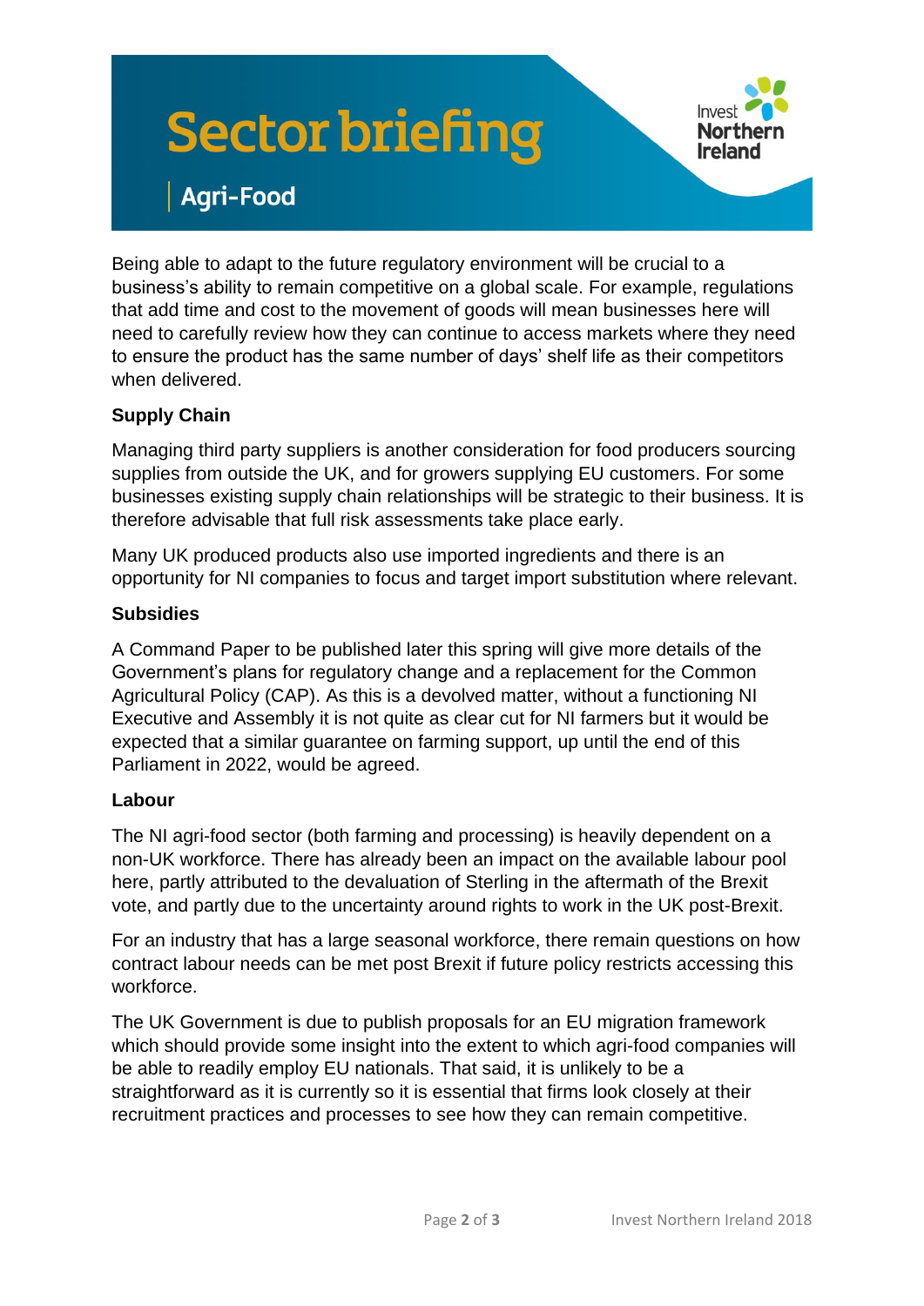# Sector briefing

## Agri-Food

Being able to adapt to the future regulatory environment will be crucial to a business's ability to remain competitive on a global scale. For example, regulations that add time and cost to the movement of goods will mean businesses here will need to carefully review how they can continue to access markets where they need to ensure the product has the same number of days' shelf life as their competitors when delivered.

**Supply Chain**

Managing third party suppliers is another consideration for food producers sourcing supplies from outside the UK, and for growers supplying EU customers. For some businesses existing supply chain relationships will be strategic to their business. It is therefore advisable that full risk assessments take place early.

Many UK produced products also use imported ingredients and there is an opportunity for NI companies to focus and target import substitution where relevant.

**Subsidies**

A Command Paper to be published later this spring will give more details of the Government's plans for regulatory change and a replacement for the Common Agricultural Policy (CAP). As this is a devolved matter, without a functioning NI Executive and Assembly it is not quite as clear cut for NI farmers but it would be expected that a similar guarantee on farming support, up until the end of this Parliament in 2022, would be agreed.

**Labour**

The NI agri-food sector (both farming and processing) is heavily dependent on a non-UK workforce. There has already been an impact on the available labour pool here, partly attributed to the devaluation of Sterling in the aftermath of the Brexit vote, and partly due to the uncertainty around rights to work in the UK post-Brexit.

For an industry that has a large seasonal workforce, there remain questions on how contract labour needs can be met post Brexit if future policy restricts accessing this workforce.

The UK Government is due to publish proposals for an EU migration framework which should provide some insight into the extent to which agri-food companies will be able to readily employ EU nationals. That said, it is unlikely to be a straightforward as it is currently so it is essential that firms look closely at their recruitment practices and processes to see how they can remain competitive.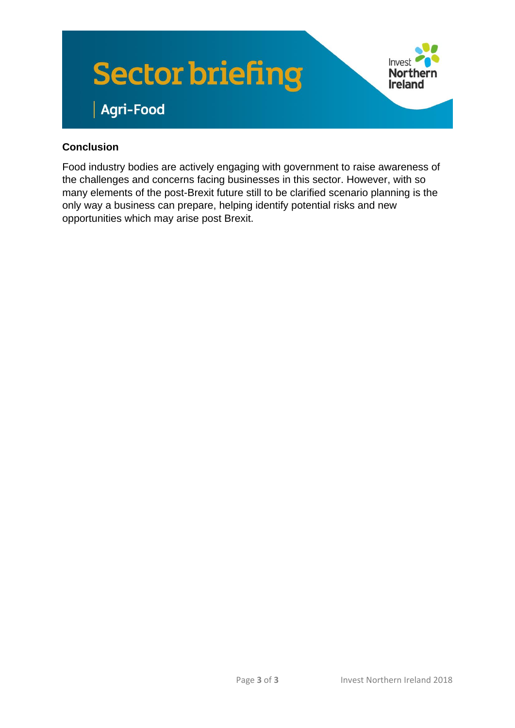## Conclusion

Food industry bodies are actively engaging with government to raise awareness of the challenges and concerns facing businesses in this sector. However, with so many elements of the post-Brexit future still to be clarified scenario planning is the only way a business can prepare, helping identify potential risks and new opportunities which may arise post Brexit.